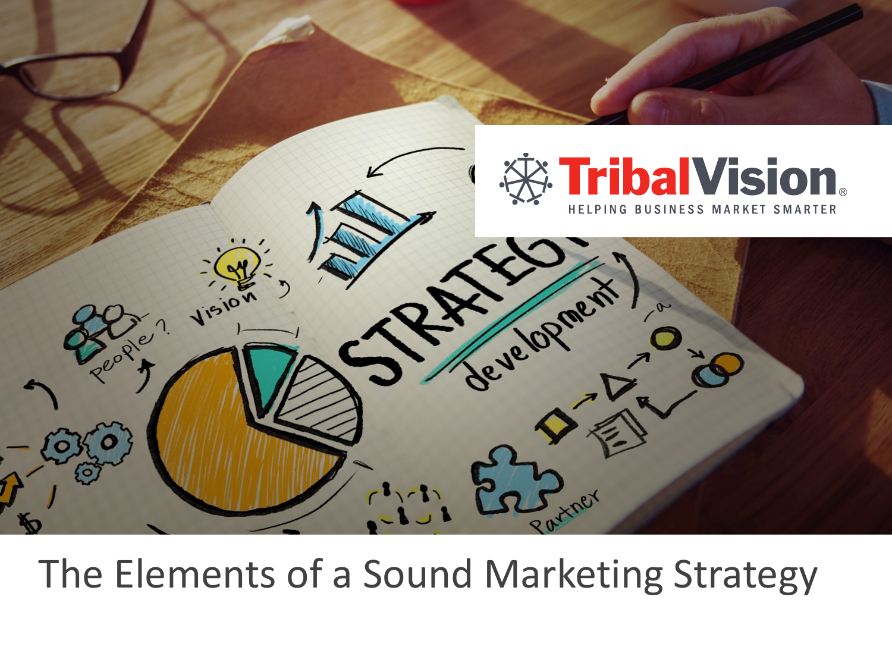TribalVision®

HELPING BUSINESS MARKET SMARTER

# The Elements of a Sound Marketing Strategy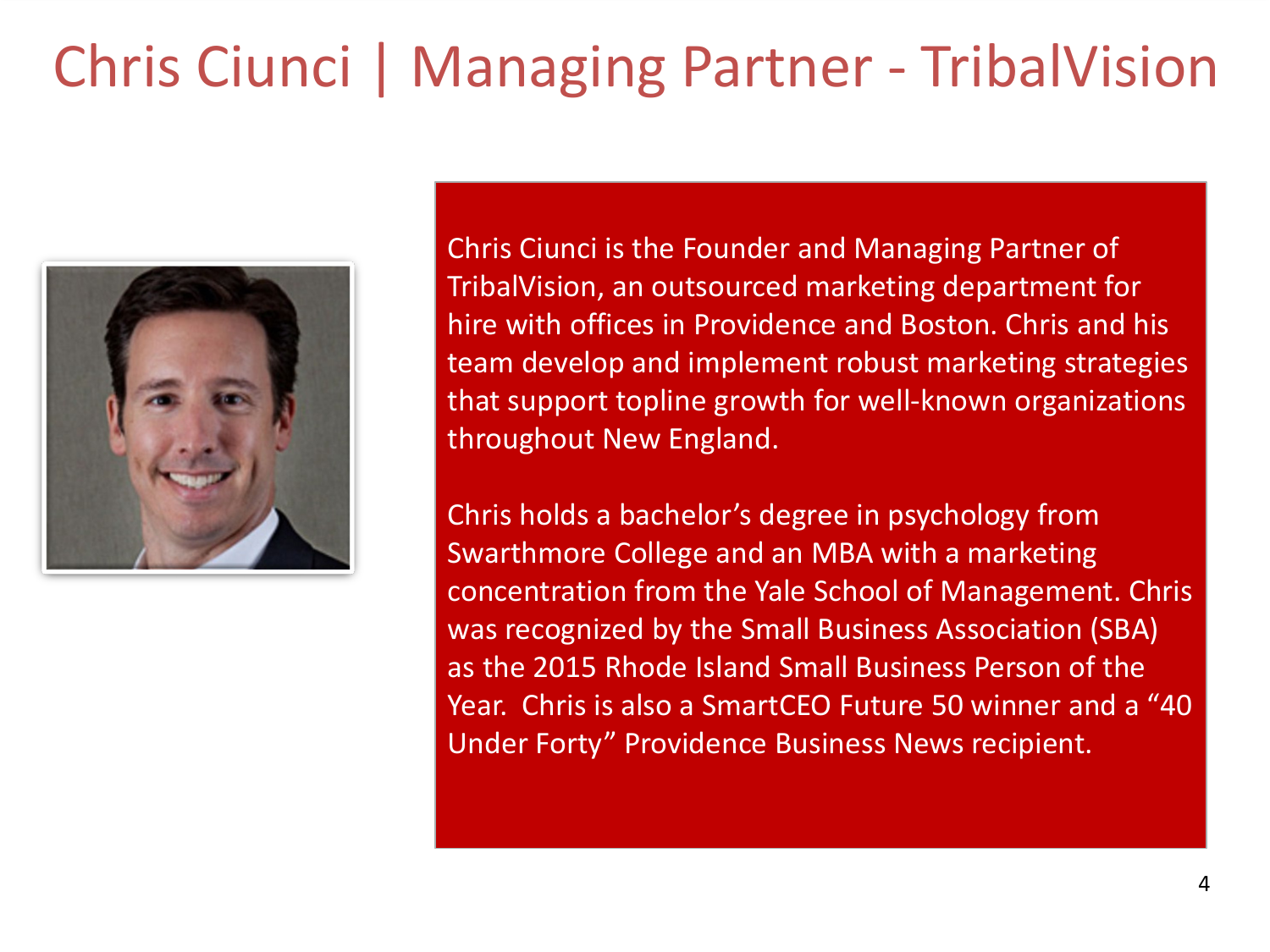# Chris Ciunci | Managing Partner - TribalVision

Chris Ciunci is the Founder and Managing Partner of TribalVision, an outsourced marketing department for hire with offices in Providence and Boston. Chris and his team develop and implement robust marketing strategies that support topline growth for well-known organizations throughout New England.

Chris holds a bachelor's degree in psychology from Swarthmore College and an MBA with a marketing concentration from the Yale School of Management. Chris was recognized by the Small Business Association (SBA) as the 2015 Rhode Island Small Business Person of the Year. Chris is also a SmartCEO Future 50 winner and a "40 Under Forty" Providence Business News recipient.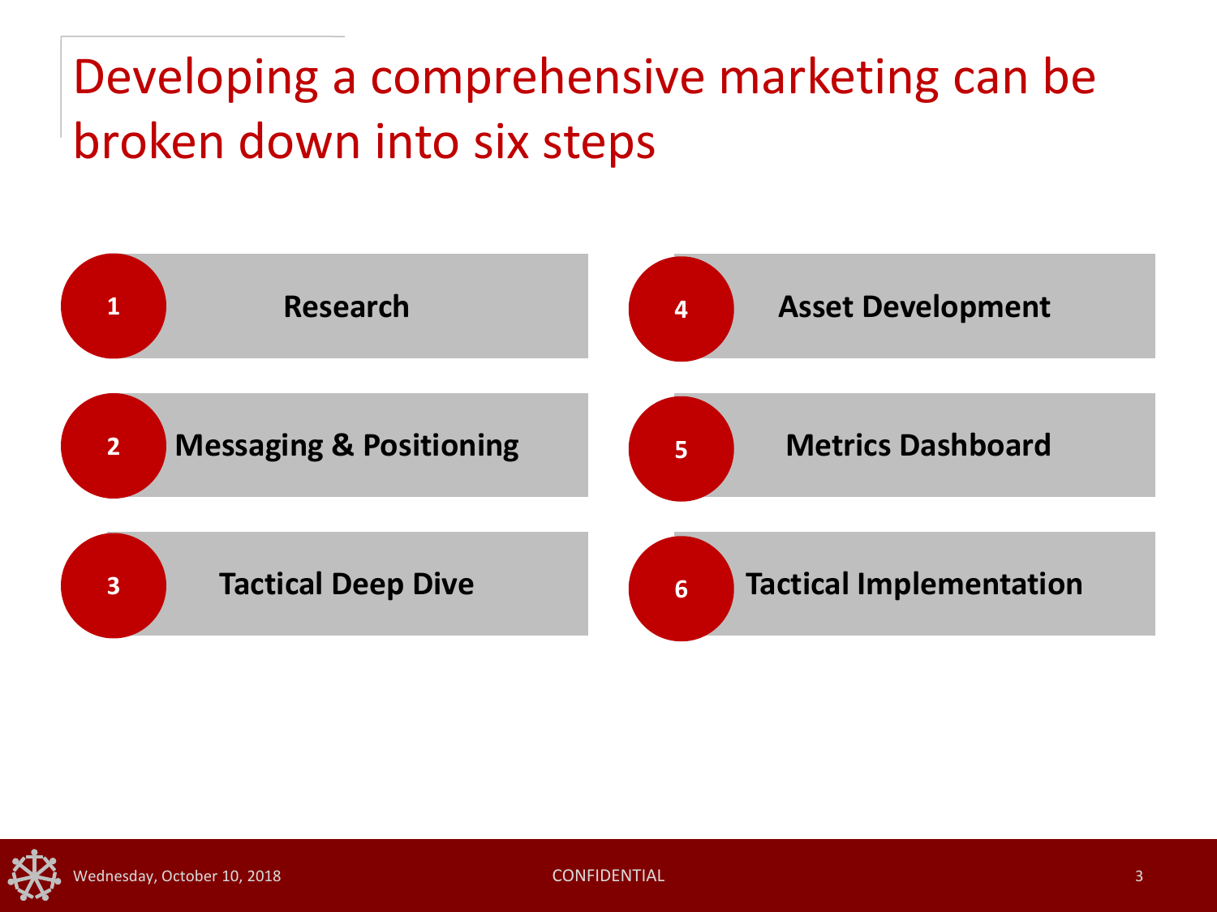# Developing a comprehensive marketing can be broken down into six steps

1. **Research**
2. **Messaging & Positioning**
3. **Tactical Deep Dive**
4. **Asset Development**
5. **Metrics Dashboard**
6. **Tactical Implementation**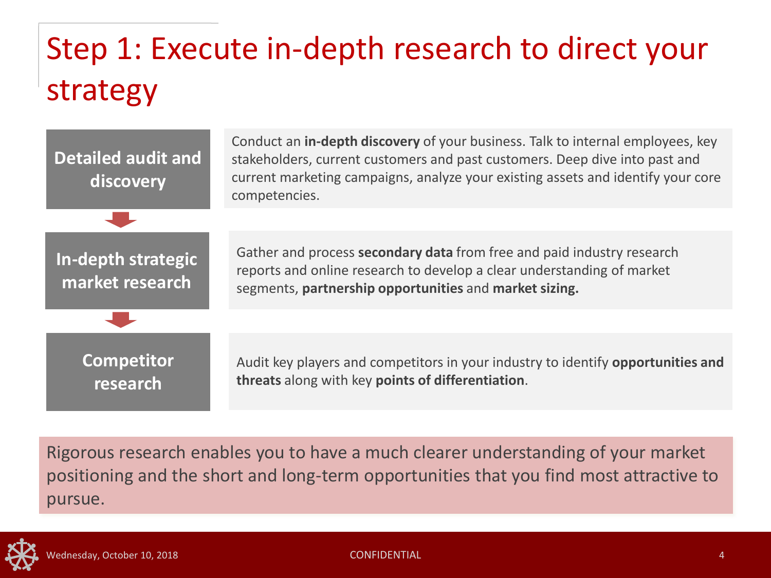# Step 1: Execute in-depth research to direct your strategy

**Detailed audit and discovery**

Conduct an **in-depth discovery** of your business. Talk to internal employees, key stakeholders, current customers and past customers. Deep dive into past and current marketing campaigns, analyze your existing assets and identify your core competencies.

**In-depth strategic market research**

Gather and process **secondary data** from free and paid industry research reports and online research to develop a clear understanding of market segments, **partnership opportunities** and **market sizing.**

**Competitor research**

Audit key players and competitors in your industry to identify **opportunities and threats** along with key **points of differentiation**.

Rigorous research enables you to have a much clearer understanding of your market positioning and the short and long-term opportunities that you find most attractive to pursue.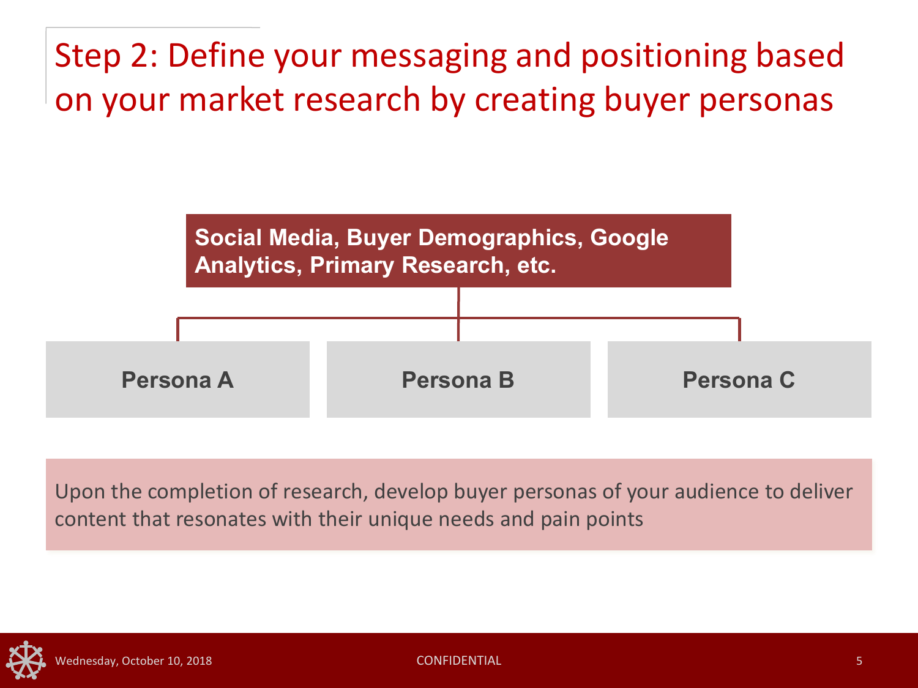# Step 2: Define your messaging and positioning based on your market research by creating buyer personas

**Social Media, Buyer Demographics, Google Analytics, Primary Research, etc.**

**Persona A**

**Persona B**

**Persona C**

Upon the completion of research, develop buyer personas of your audience to deliver content that resonates with their unique needs and pain points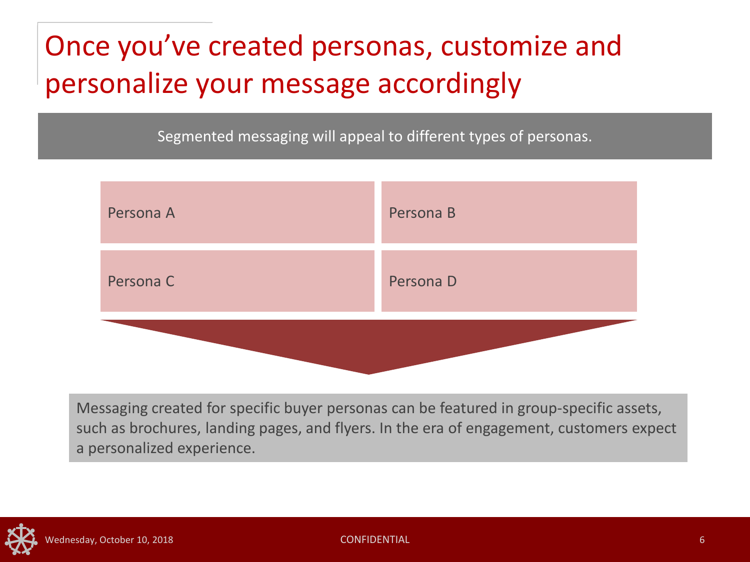# Once you've created personas, customize and personalize your message accordingly

Segmented messaging will appeal to different types of personas.

| Persona A | Persona B |
|---|---|
| Persona C | Persona D |

Messaging created for specific buyer personas can be featured in group-specific assets, such as brochures, landing pages, and flyers. In the era of engagement, customers expect a personalized experience.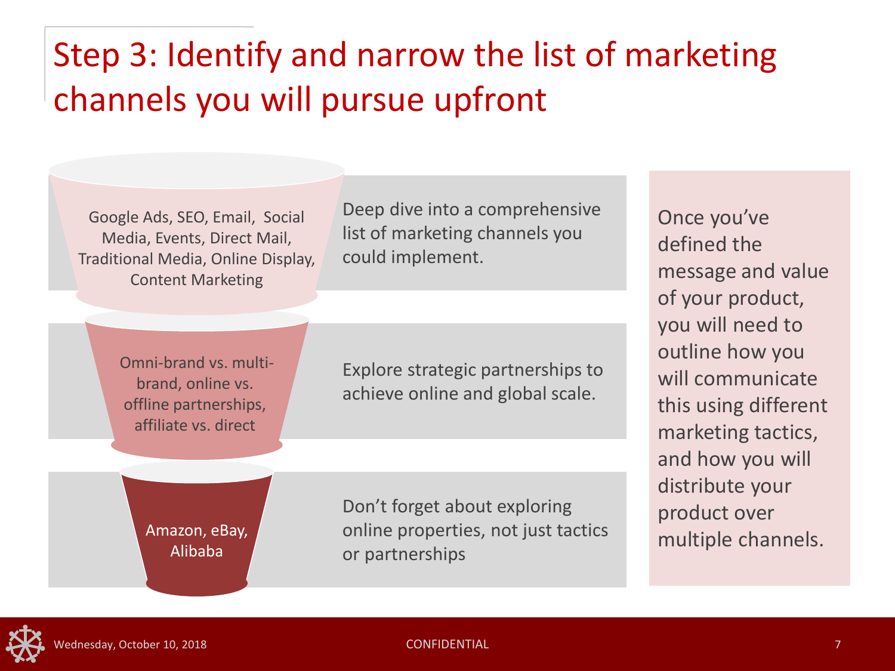# Step 3: Identify and narrow the list of marketing channels you will pursue upfront

| Channels | Description |
| --- | --- |
| Google Ads, SEO, Email, Social Media, Events, Direct Mail, Traditional Media, Online Display, Content Marketing | Deep dive into a comprehensive list of marketing channels you could implement. |
| Omni-brand vs. multi-brand, online vs. offline partnerships, affiliate vs. direct | Explore strategic partnerships to achieve online and global scale. |
| Amazon, eBay, Alibaba | Don't forget about exploring online properties, not just tactics or partnerships |

Once you've defined the message and value of your product, you will need to outline how you will communicate this using different marketing tactics, and how you will distribute your product over multiple channels.

Wednesday, October 10, 2018

CONFIDENTIAL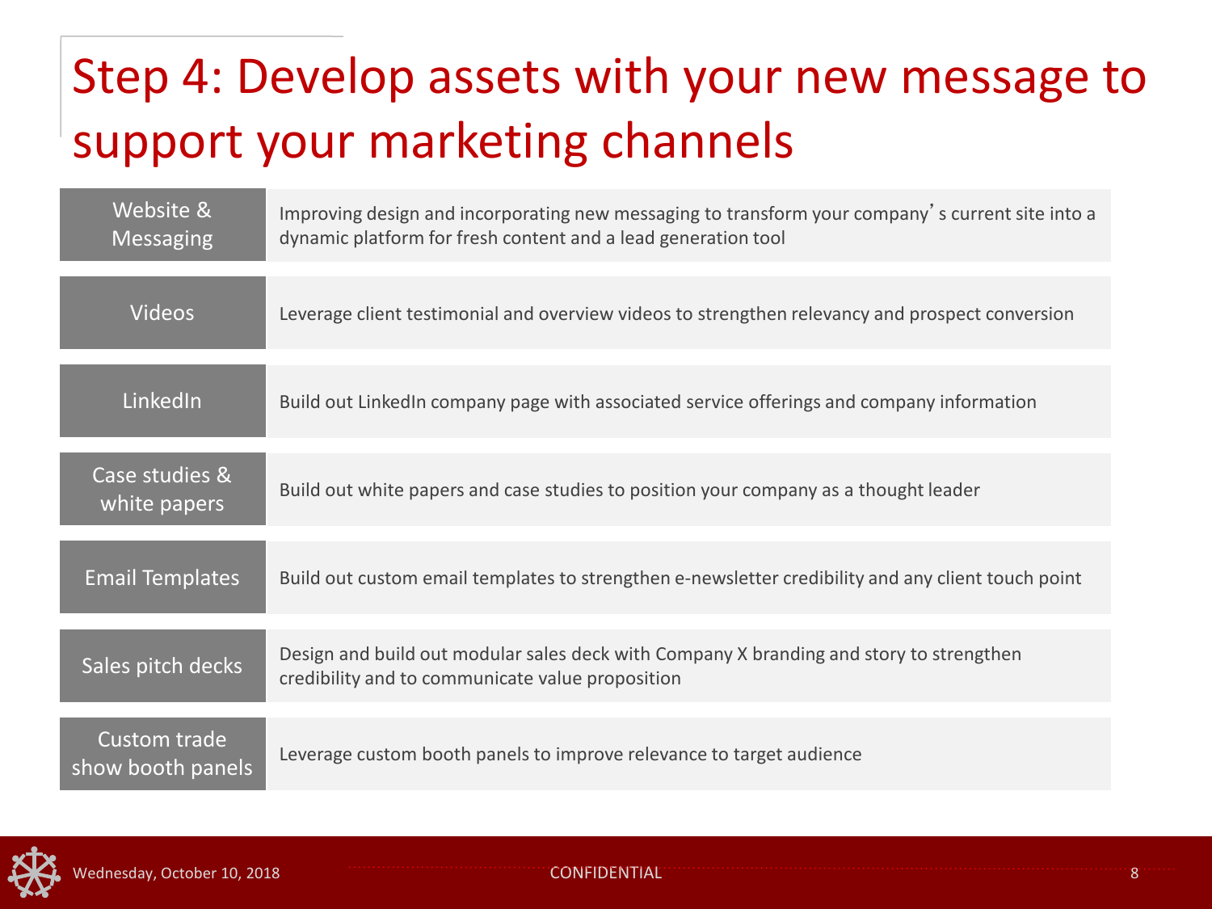# Step 4: Develop assets with your new message to support your marketing channels

| | |
|---|---|
| Website & Messaging | Improving design and incorporating new messaging to transform your company's current site into a dynamic platform for fresh content and a lead generation tool |
| Videos | Leverage client testimonial and overview videos to strengthen relevancy and prospect conversion |
| LinkedIn | Build out LinkedIn company page with associated service offerings and company information |
| Case studies & white papers | Build out white papers and case studies to position your company as a thought leader |
| Email Templates | Build out custom email templates to strengthen e-newsletter credibility and any client touch point |
| Sales pitch decks | Design and build out modular sales deck with Company X branding and story to strengthen credibility and to communicate value proposition |
| Custom trade show booth panels | Leverage custom booth panels to improve relevance to target audience |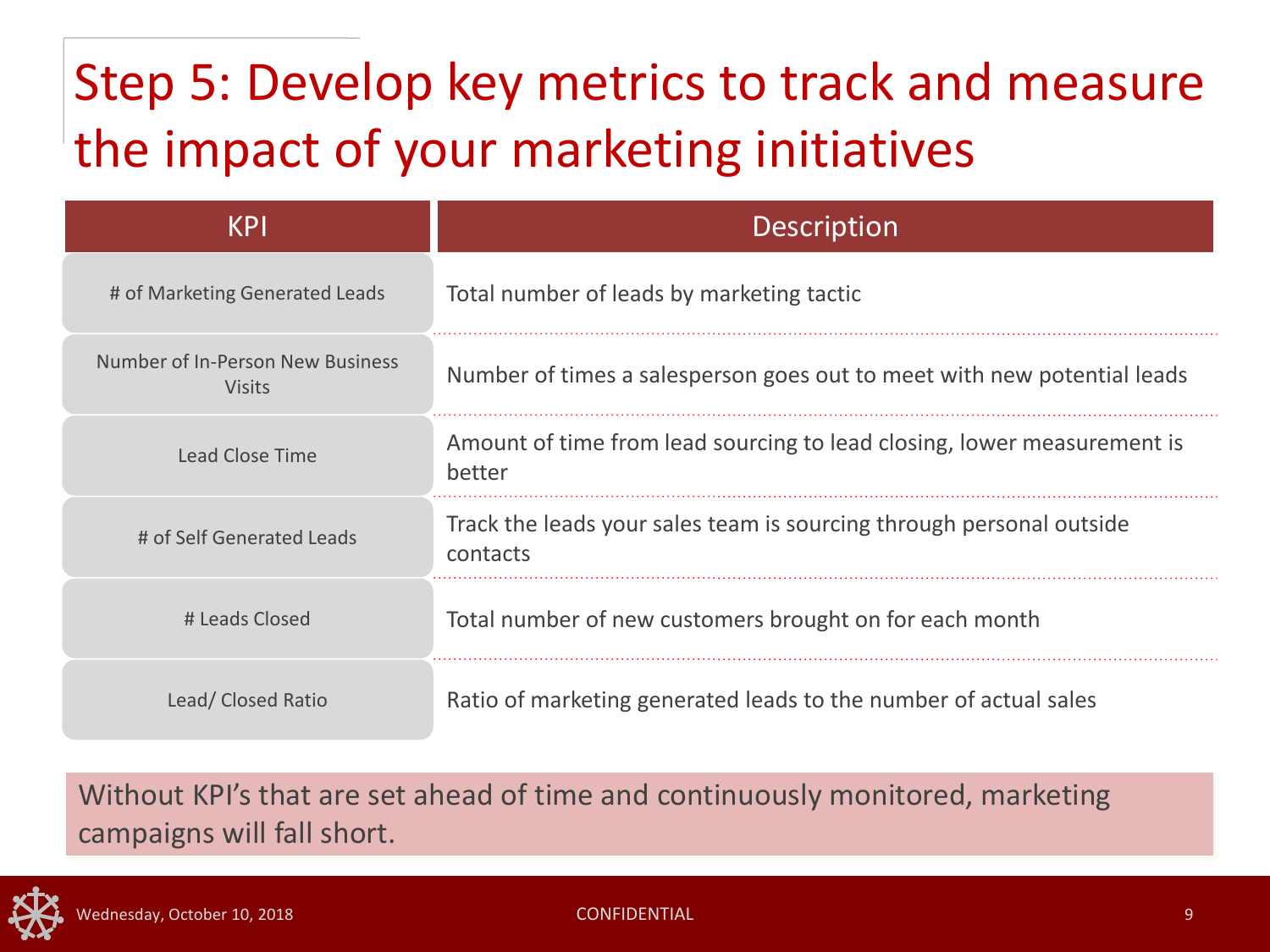# Step 5: Develop key metrics to track and measure the impact of your marketing initiatives

| KPI | Description |
| --- | --- |
| # of Marketing Generated Leads | Total number of leads by marketing tactic |
| Number of In-Person New Business Visits | Number of times a salesperson goes out to meet with new potential leads |
| Lead Close Time | Amount of time from lead sourcing to lead closing, lower measurement is better |
| # of Self Generated Leads | Track the leads your sales team is sourcing through personal outside contacts |
| # Leads Closed | Total number of new customers brought on for each month |
| Lead/ Closed Ratio | Ratio of marketing generated leads to the number of actual sales |

Without KPI's that are set ahead of time and continuously monitored, marketing campaigns will fall short.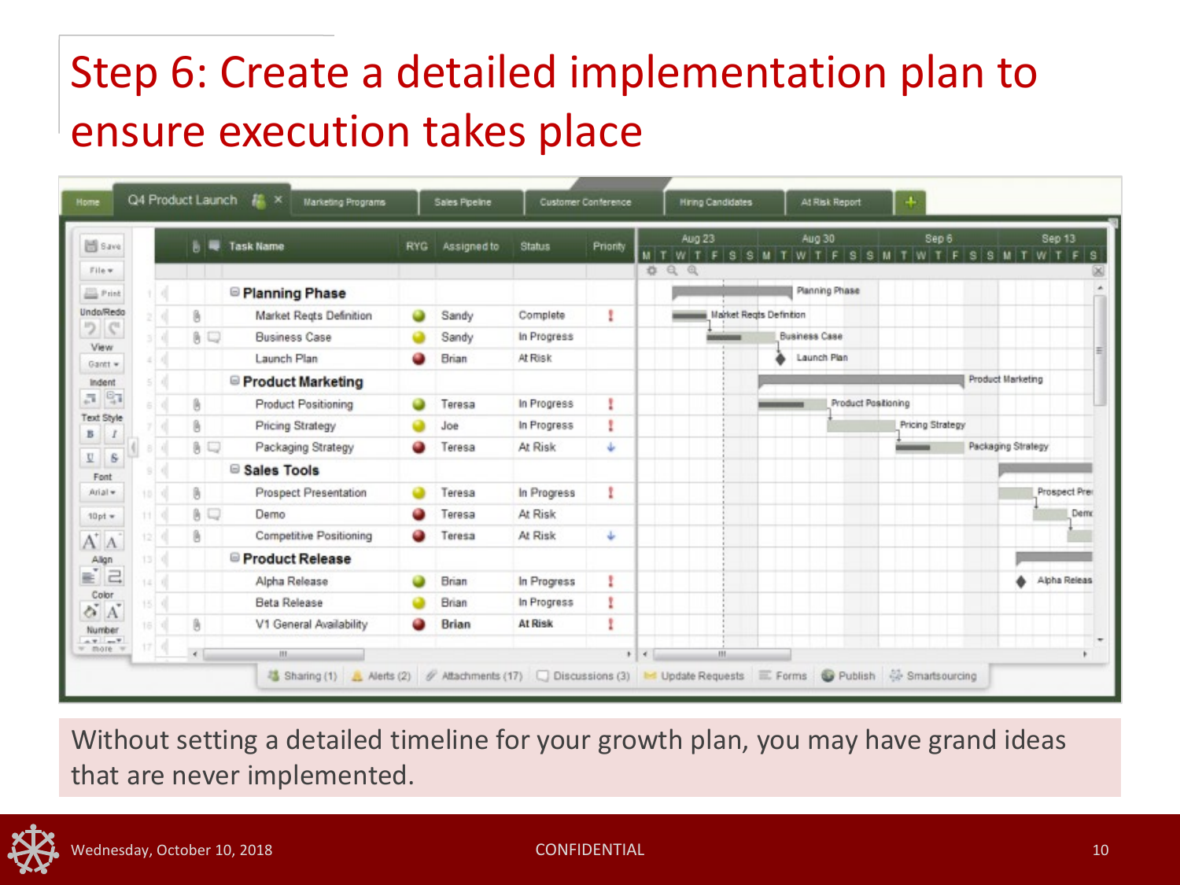# Step 6: Create a detailed implementation plan to ensure execution takes place

| Task Name | RYG | Assigned to | Status | Priority |
| --- | --- | --- | --- | --- |
| **Planning Phase** | | | | |
| Market Reqts Definition | Green | Sandy | Complete | ! |
| Business Case | Yellow | Sandy | In Progress | |
| Launch Plan | Red | Brian | At Risk | |
| **Product Marketing** | | | | |
| Product Positioning | Green | Teresa | In Progress | ! |
| Pricing Strategy | Yellow | Joe | In Progress | ! |
| Packaging Strategy | Red | Teresa | At Risk | ↓ |
| **Sales Tools** | | | | |
| Prospect Presentation | Yellow | Teresa | In Progress | ! |
| Demo | Red | Teresa | At Risk | |
| Competitive Positioning | Red | Teresa | At Risk | ↓ |
| **Product Release** | | | | |
| Alpha Release | Green | Brian | In Progress | ! |
| Beta Release | Yellow | Brian | In Progress | ! |
| V1 General Availability | Red | Brian | At Risk | ! |

Without setting a detailed timeline for your growth plan, you may have grand ideas that are never implemented.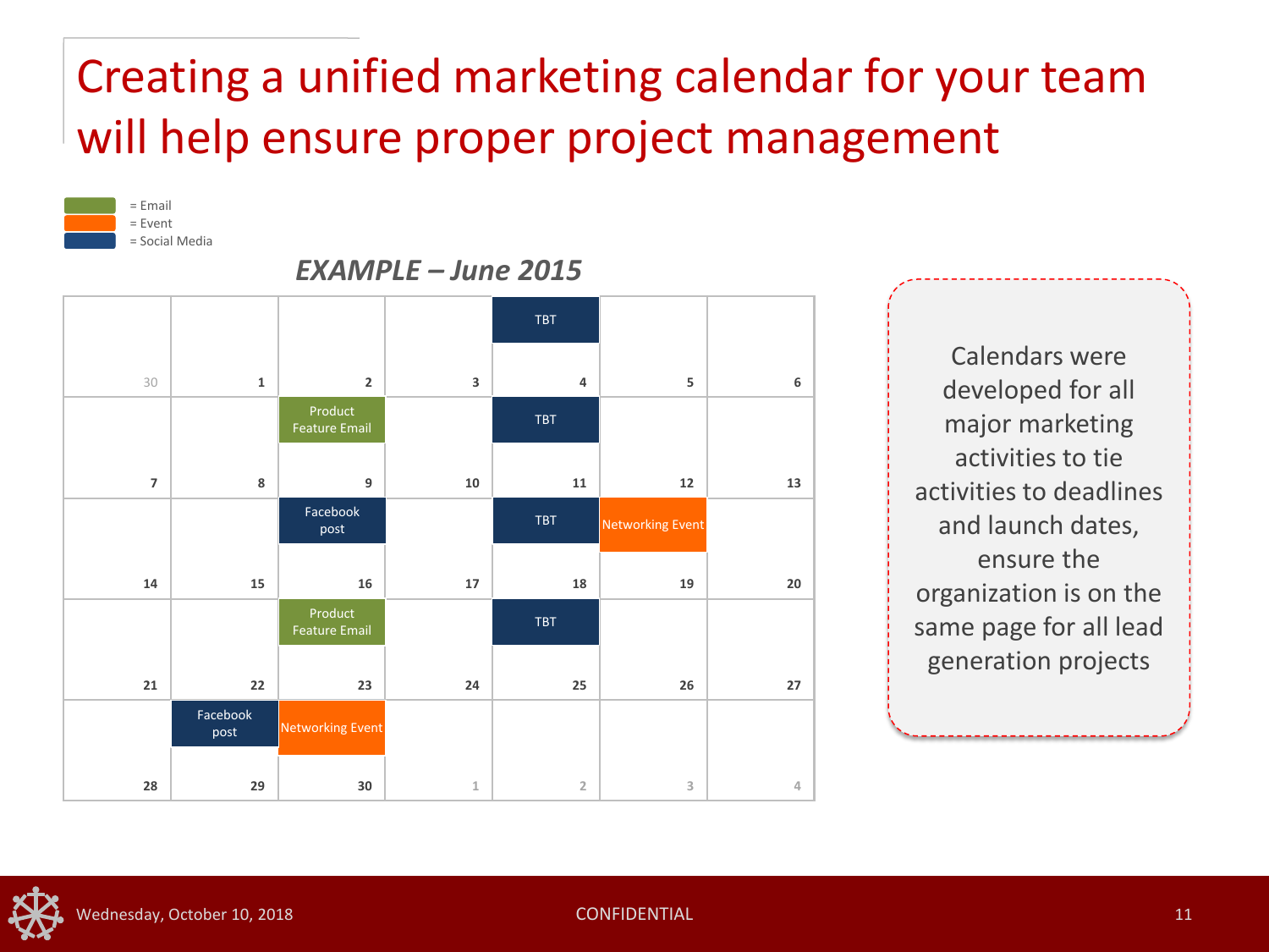# Creating a unified marketing calendar for your team will help ensure proper project management

= Email
= Event
= Social Media

***EXAMPLE – June 2015***

| | | | | | | |
|---|---|---|---|---|---|---|
| 30 | 1 | 2 | 3 | TBT<br>4 | 5 | 6 |
| 7 | 8 | Product Feature Email<br>9 | 10 | TBT<br>11 | 12 | 13 |
| 14 | 15 | Facebook post<br>16 | 17 | TBT<br>18 | Networking Event<br>19 | 20 |
| 21 | 22 | Product Feature Email<br>23 | 24 | TBT<br>25 | 26 | 27 |
| 28 | Facebook post<br>29 | Networking Event<br>30 | 1 | 2 | 3 | 4 |

Calendars were developed for all major marketing activities to tie activities to deadlines and launch dates, ensure the organization is on the same page for all lead generation projects

Wednesday, October 10, 2018

CONFIDENTIAL